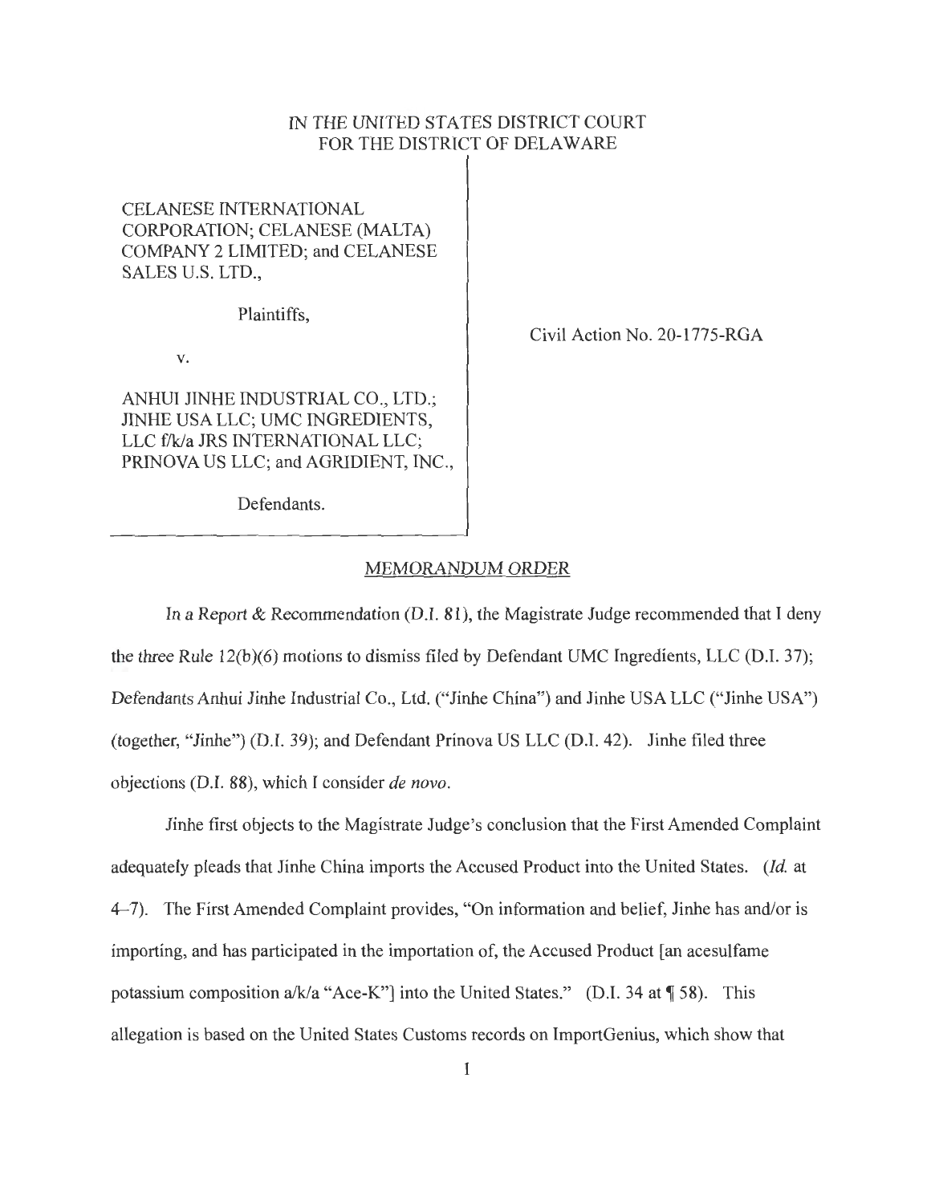IN THE UNITED STATES DISTRICT COURT
FOR THE DISTRICT OF DELAWARE

CELANESE INTERNATIONAL CORPORATION; CELANESE (MALTA) COMPANY 2 LIMITED; and CELANESE SALES U.S. LTD.,

Plaintiffs,

v.

ANHUI JINHE INDUSTRIAL CO., LTD.; JINHE USA LLC; UMC INGREDIENTS, LLC f/k/a JRS INTERNATIONAL LLC; PRINOVA US LLC; and AGRIDIENT, INC.,

Defendants.

Civil Action No. 20-1775-RGA

## MEMORANDUM ORDER

In a Report & Recommendation (D.I. 81), the Magistrate Judge recommended that I deny the three Rule 12(b)(6) motions to dismiss filed by Defendant UMC Ingredients, LLC (D.I. 37); Defendants Anhui Jinhe Industrial Co., Ltd. ("Jinhe China") and Jinhe USA LLC ("Jinhe USA") (together, "Jinhe") (D.I. 39); and Defendant Prinova US LLC (D.I. 42). Jinhe filed three objections (D.I. 88), which I consider *de novo*.

Jinhe first objects to the Magistrate Judge's conclusion that the First Amended Complaint adequately pleads that Jinhe China imports the Accused Product into the United States. (*Id.* at 4–7). The First Amended Complaint provides, "On information and belief, Jinhe has and/or is importing, and has participated in the importation of, the Accused Product [an acesulfame potassium composition a/k/a "Ace-K"] into the United States." (D.I. 34 at ¶ 58). This allegation is based on the United States Customs records on ImportGenius, which show that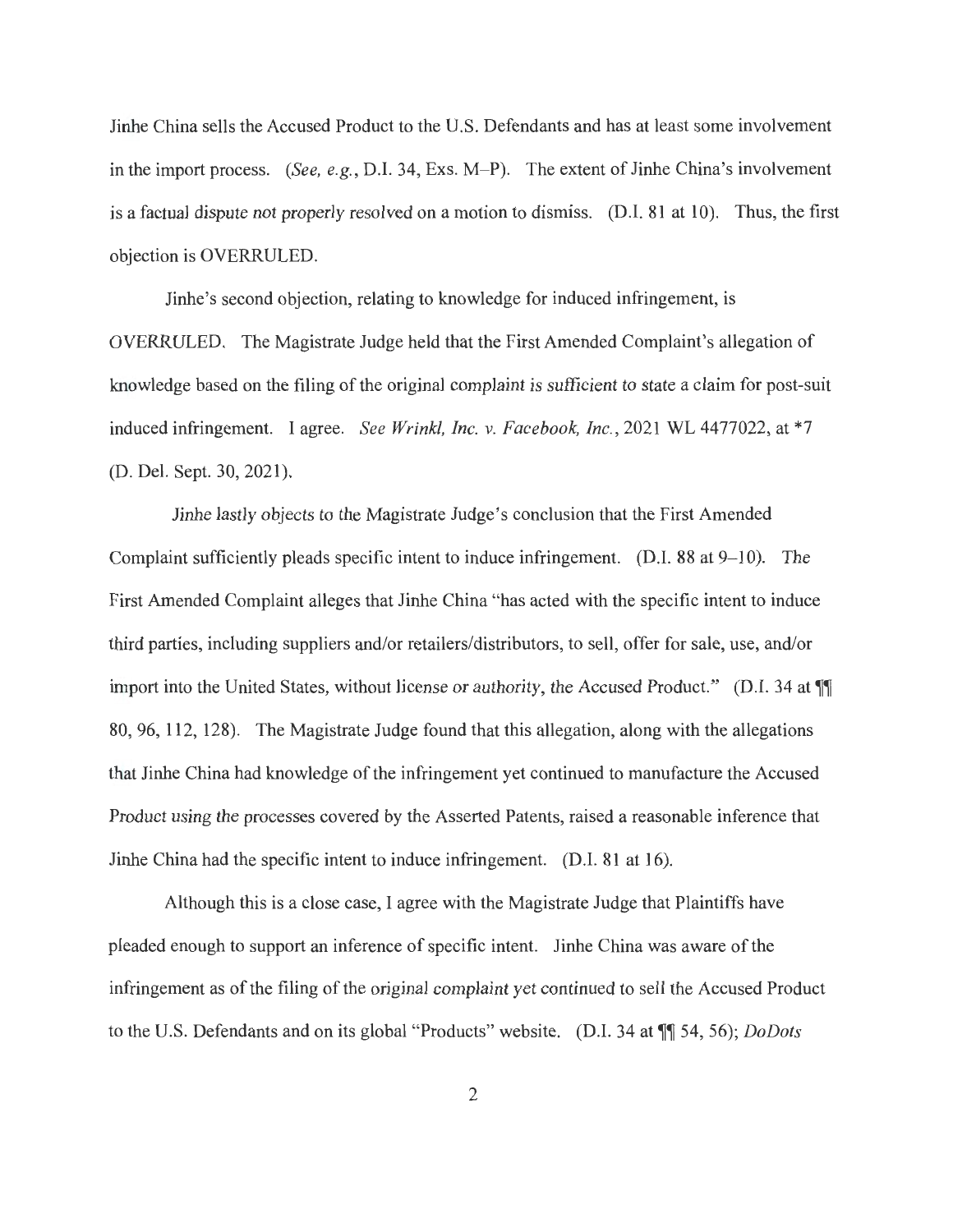Jinhe China sells the Accused Product to the U.S. Defendants and has at least some involvement in the import process. (*See, e.g.*, D.I. 34, Exs. M–P). The extent of Jinhe China's involvement is a factual dispute not properly resolved on a motion to dismiss. (D.I. 81 at 10). Thus, the first objection is OVERRULED.

Jinhe's second objection, relating to knowledge for induced infringement, is OVERRULED. The Magistrate Judge held that the First Amended Complaint's allegation of knowledge based on the filing of the original complaint is sufficient to state a claim for post-suit induced infringement. I agree. *See Wrinkl, Inc. v. Facebook, Inc.*, 2021 WL 4477022, at *7 (D. Del. Sept. 30, 2021).

Jinhe lastly objects to the Magistrate Judge's conclusion that the First Amended Complaint sufficiently pleads specific intent to induce infringement. (D.I. 88 at 9–10). The First Amended Complaint alleges that Jinhe China "has acted with the specific intent to induce third parties, including suppliers and/or retailers/distributors, to sell, offer for sale, use, and/or import into the United States, without license or authority, the Accused Product." (D.I. 34 at ¶¶ 80, 96, 112, 128). The Magistrate Judge found that this allegation, along with the allegations that Jinhe China had knowledge of the infringement yet continued to manufacture the Accused Product using the processes covered by the Asserted Patents, raised a reasonable inference that Jinhe China had the specific intent to induce infringement. (D.I. 81 at 16).

Although this is a close case, I agree with the Magistrate Judge that Plaintiffs have pleaded enough to support an inference of specific intent. Jinhe China was aware of the infringement as of the filing of the original complaint yet continued to sell the Accused Product to the U.S. Defendants and on its global "Products" website. (D.I. 34 at ¶¶ 54, 56); *DoDots*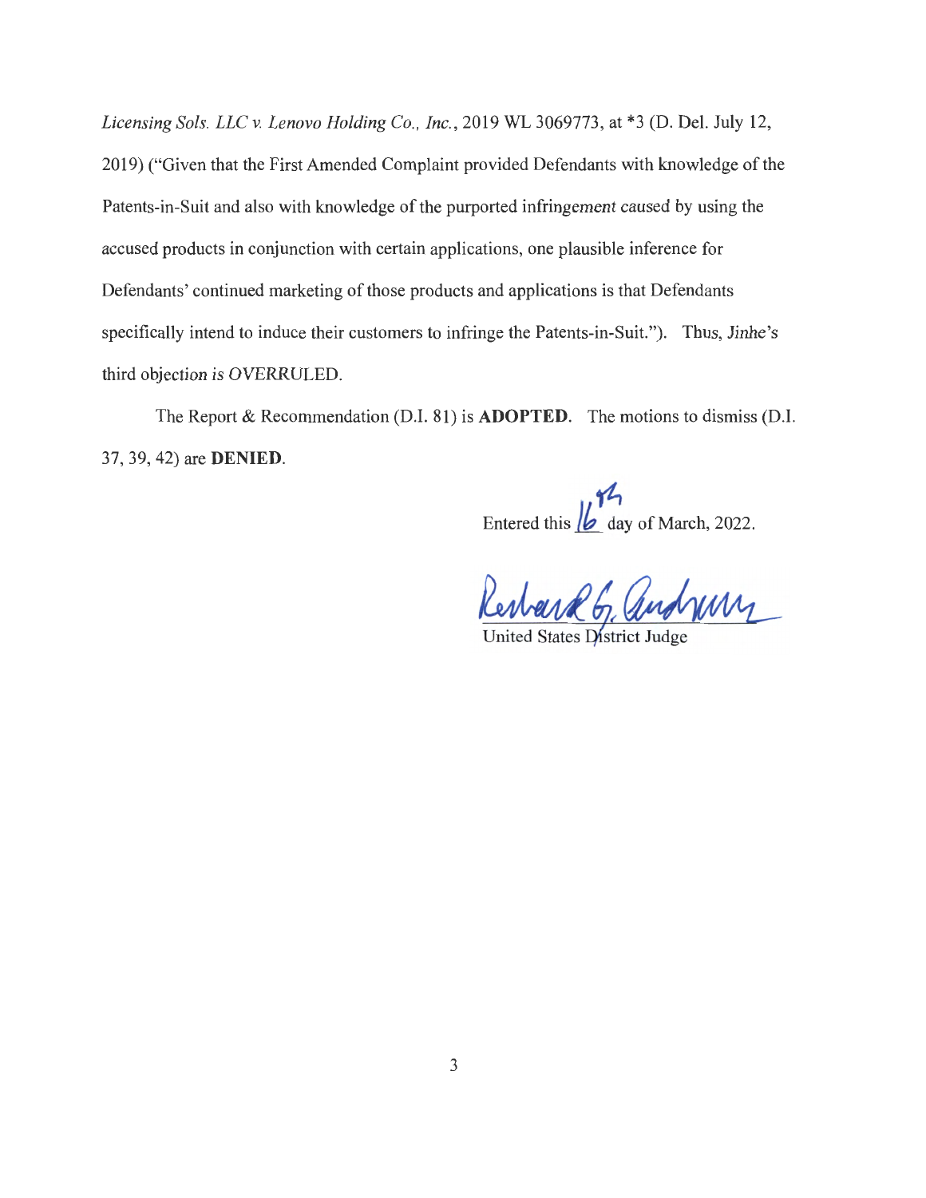*Licensing Sols. LLC v. Lenovo Holding Co., Inc.*, 2019 WL 3069773, at *3 (D. Del. July 12, 2019) ("Given that the First Amended Complaint provided Defendants with knowledge of the Patents-in-Suit and also with knowledge of the purported infringement caused by using the accused products in conjunction with certain applications, one plausible inference for Defendants' continued marketing of those products and applications is that Defendants specifically intend to induce their customers to infringe the Patents-in-Suit."). Thus, Jinhe's third objection is OVERRULED.

The Report & Recommendation (D.I. 81) is **ADOPTED**. The motions to dismiss (D.I. 37, 39, 42) are **DENIED**.

Entered this 16th day of March, 2022.

United States District Judge